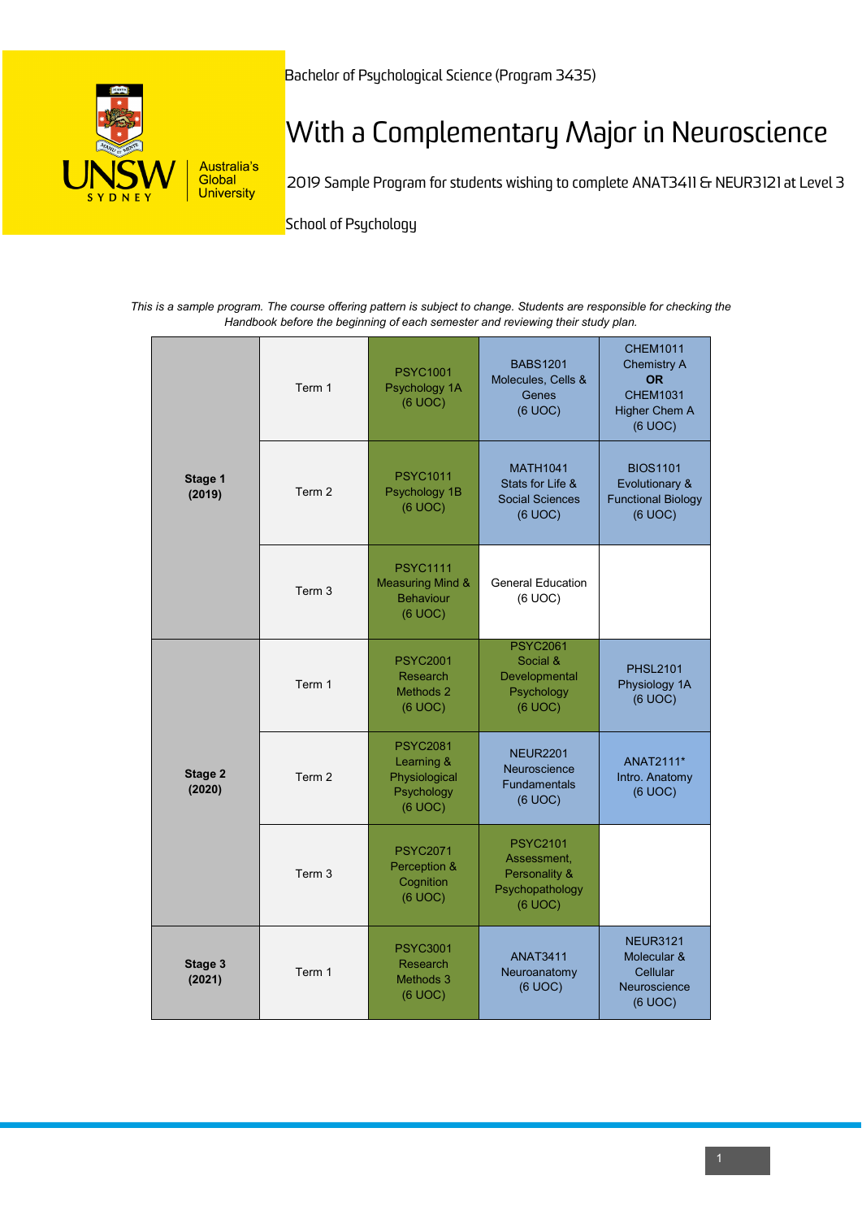Bachelor of Psychological Science (Program 3435)

# With a Complementary Major in Neuroscience

2019 Sample Program for students wishing to complete ANAT3411 & NEUR3121 at Level 3

School of Psychology

*This is a sample program. The course offering pattern is subject to change. Students are responsible for checking the Handbook before the beginning of each semester and reviewing their study plan.*

| Stage | Term | | | |
|---|---|---|---|---|
| **Stage 1 (2019)** | Term 1 | PSYC1001 Psychology 1A (6 UOC) | BABS1201 Molecules, Cells & Genes (6 UOC) | CHEM1011 Chemistry A **OR** CHEM1031 Higher Chem A (6 UOC) |
| | Term 2 | PSYC1011 Psychology 1B (6 UOC) | MATH1041 Stats for Life & Social Sciences (6 UOC) | BIOS1101 Evolutionary & Functional Biology (6 UOC) |
| | Term 3 | PSYC1111 Measuring Mind & Behaviour (6 UOC) | General Education (6 UOC) | |
| **Stage 2 (2020)** | Term 1 | PSYC2001 Research Methods 2 (6 UOC) | PSYC2061 Social & Developmental Psychology (6 UOC) | PHSL2101 Physiology 1A (6 UOC) |
| | Term 2 | PSYC2081 Learning & Physiological Psychology (6 UOC) | NEUR2201 Neuroscience Fundamentals (6 UOC) | ANAT2111* Intro. Anatomy (6 UOC) |
| | Term 3 | PSYC2071 Perception & Cognition (6 UOC) | PSYC2101 Assessment, Personality & Psychopathology (6 UOC) | |
| **Stage 3 (2021)** | Term 1 | PSYC3001 Research Methods 3 (6 UOC) | ANAT3411 Neuroanatomy (6 UOC) | NEUR3121 Molecular & Cellular Neuroscience (6 UOC) |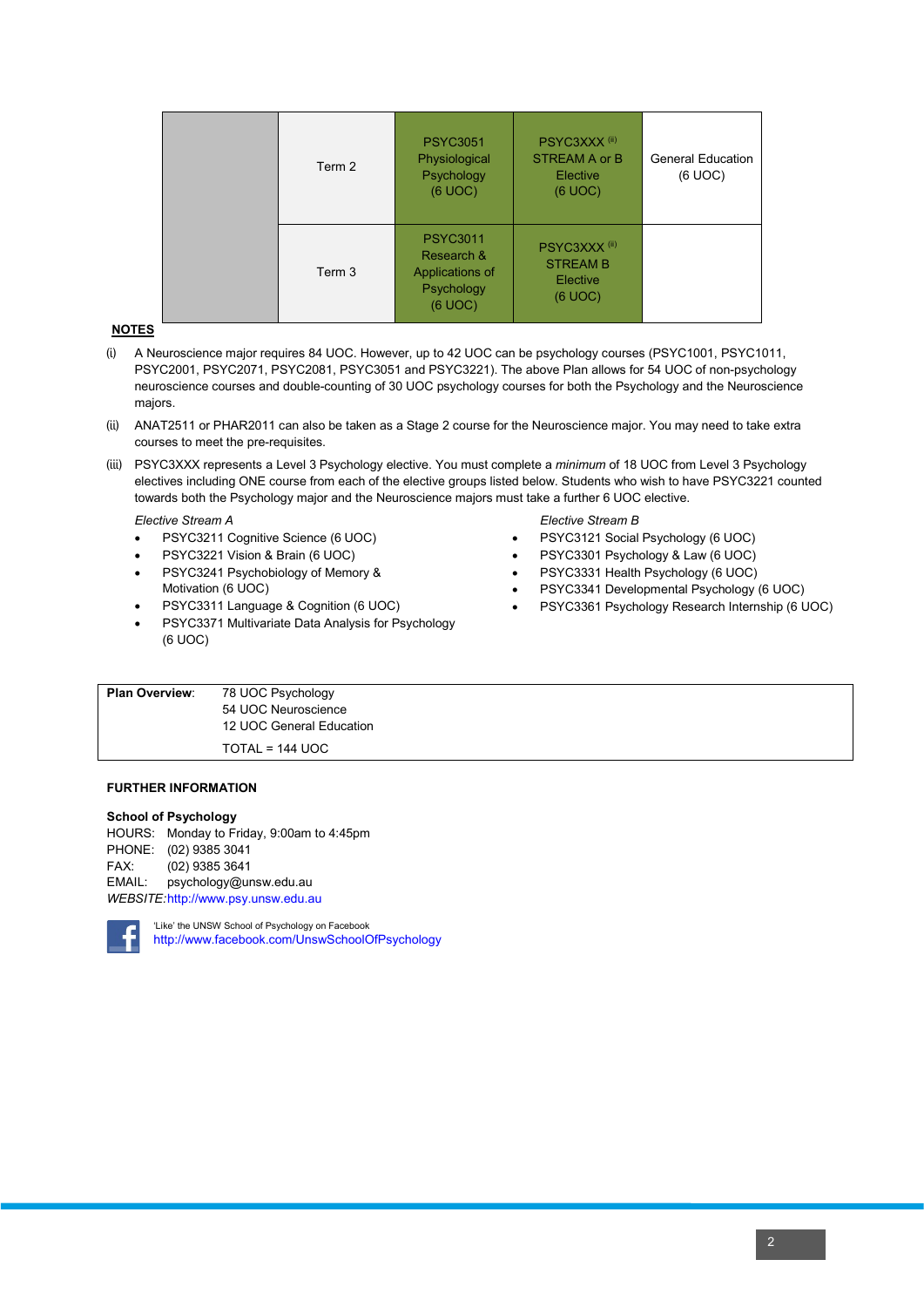| | | | | |
|---|---|---|---|---|
| | Term 2 | PSYC3051 Physiological Psychology (6 UOC) | PSYC3XXX [iii] STREAM A or B Elective (6 UOC) | General Education (6 UOC) |
| | Term 3 | PSYC3011 Research & Applications of Psychology (6 UOC) | PSYC3XXX [iii] STREAM B Elective (6 UOC) | |

**NOTES**

(i) A Neuroscience major requires 84 UOC. However, up to 42 UOC can be psychology courses (PSYC1001, PSYC1011, PSYC2001, PSYC2071, PSYC2081, PSYC3051 and PSYC3221). The above Plan allows for 54 UOC of non-psychology neuroscience courses and double-counting of 30 UOC psychology courses for both the Psychology and the Neuroscience majors.

(ii) ANAT2511 or PHAR2011 can also be taken as a Stage 2 course for the Neuroscience major. You may need to take extra courses to meet the pre-requisites.

(iii) PSYC3XXX represents a Level 3 Psychology elective. You must complete a *minimum* of 18 UOC from Level 3 Psychology electives including ONE course from each of the elective groups listed below. Students who wish to have PSYC3221 counted towards both the Psychology major and the Neuroscience majors must take a further 6 UOC elective.

*Elective Stream A*

- PSYC3211 Cognitive Science (6 UOC)
- PSYC3221 Vision & Brain (6 UOC)
- PSYC3241 Psychobiology of Memory & Motivation (6 UOC)
- PSYC3311 Language & Cognition (6 UOC)
- PSYC3371 Multivariate Data Analysis for Psychology (6 UOC)

*Elective Stream B*

- PSYC3121 Social Psychology (6 UOC)
- PSYC3301 Psychology & Law (6 UOC)
- PSYC3331 Health Psychology (6 UOC)
- PSYC3341 Developmental Psychology (6 UOC)
- PSYC3361 Psychology Research Internship (6 UOC)

| | |
|---|---|
| **Plan Overview**: | 78 UOC Psychology<br>54 UOC Neuroscience<br>12 UOC General Education<br>TOTAL = 144 UOC |

**FURTHER INFORMATION**

**School of Psychology**

HOURS: Monday to Friday, 9:00am to 4:45pm
PHONE: (02) 9385 3041
FAX: (02) 9385 3641
EMAIL: psychology@unsw.edu.au
*WEBSITE:* http://www.psy.unsw.edu.au

'Like' the UNSW School of Psychology on Facebook
http://www.facebook.com/UnswSchoolOfPsychology